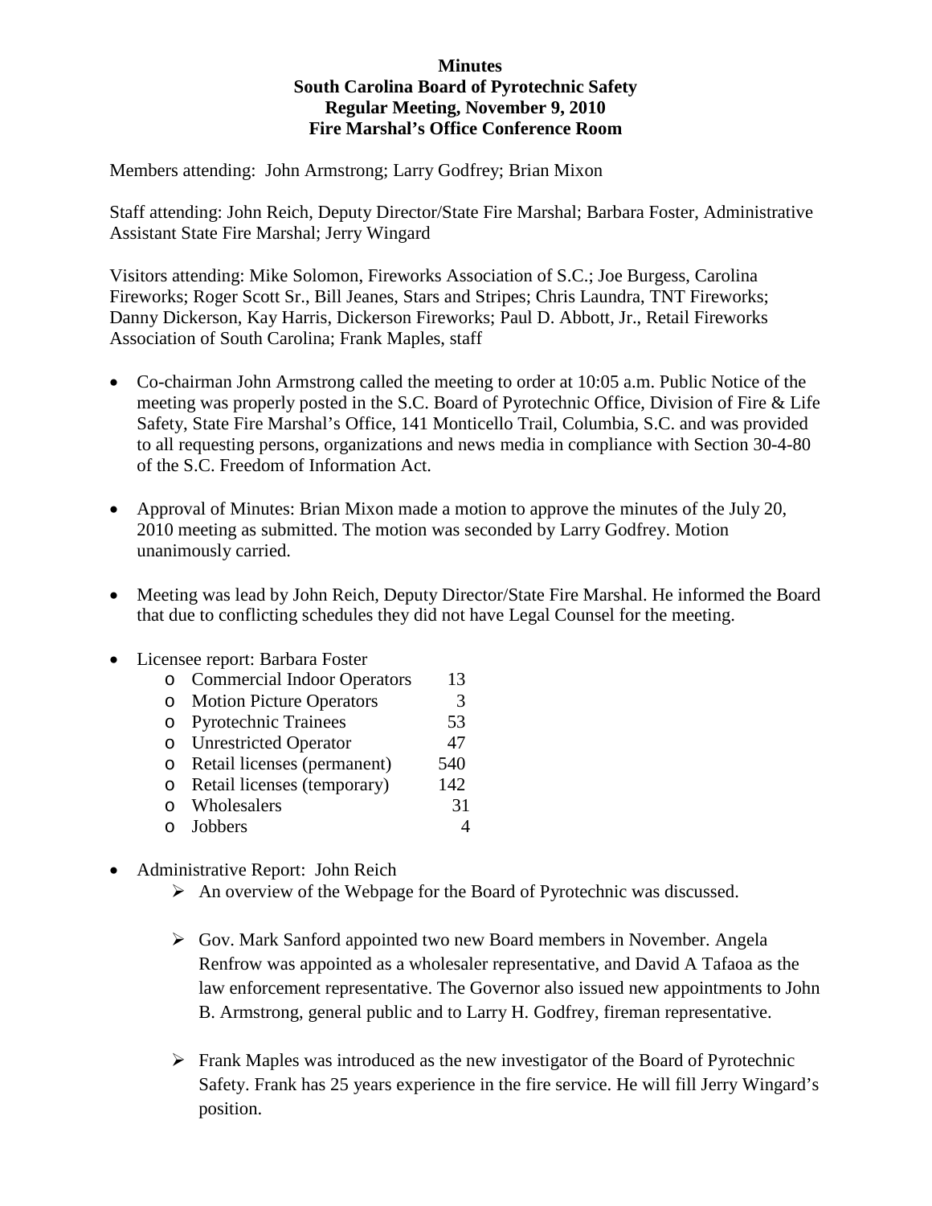**Minutes**
**South Carolina Board of Pyrotechnic Safety**
**Regular Meeting, November 9, 2010**
**Fire Marshal's Office Conference Room**

Members attending: John Armstrong; Larry Godfrey; Brian Mixon

Staff attending: John Reich, Deputy Director/State Fire Marshal; Barbara Foster, Administrative Assistant State Fire Marshal; Jerry Wingard

Visitors attending: Mike Solomon, Fireworks Association of S.C.; Joe Burgess, Carolina Fireworks; Roger Scott Sr., Bill Jeanes, Stars and Stripes; Chris Laundra, TNT Fireworks; Danny Dickerson, Kay Harris, Dickerson Fireworks; Paul D. Abbott, Jr., Retail Fireworks Association of South Carolina; Frank Maples, staff

- Co-chairman John Armstrong called the meeting to order at 10:05 a.m. Public Notice of the meeting was properly posted in the S.C. Board of Pyrotechnic Office, Division of Fire & Life Safety, State Fire Marshal's Office, 141 Monticello Trail, Columbia, S.C. and was provided to all requesting persons, organizations and news media in compliance with Section 30-4-80 of the S.C. Freedom of Information Act.

- Approval of Minutes: Brian Mixon made a motion to approve the minutes of the July 20, 2010 meeting as submitted. The motion was seconded by Larry Godfrey. Motion unanimously carried.

- Meeting was lead by John Reich, Deputy Director/State Fire Marshal. He informed the Board that due to conflicting schedules they did not have Legal Counsel for the meeting.

- Licensee report: Barbara Foster
  - Commercial Indoor Operators 13
  - Motion Picture Operators 3
  - Pyrotechnic Trainees 53
  - Unrestricted Operator 47
  - Retail licenses (permanent) 540
  - Retail licenses (temporary) 142
  - Wholesalers 31
  - Jobbers 4

- Administrative Report: John Reich
  - An overview of the Webpage for the Board of Pyrotechnic was discussed.
  - Gov. Mark Sanford appointed two new Board members in November. Angela Renfrow was appointed as a wholesaler representative, and David A Tafaoa as the law enforcement representative. The Governor also issued new appointments to John B. Armstrong, general public and to Larry H. Godfrey, fireman representative.
  - Frank Maples was introduced as the new investigator of the Board of Pyrotechnic Safety. Frank has 25 years experience in the fire service. He will fill Jerry Wingard's position.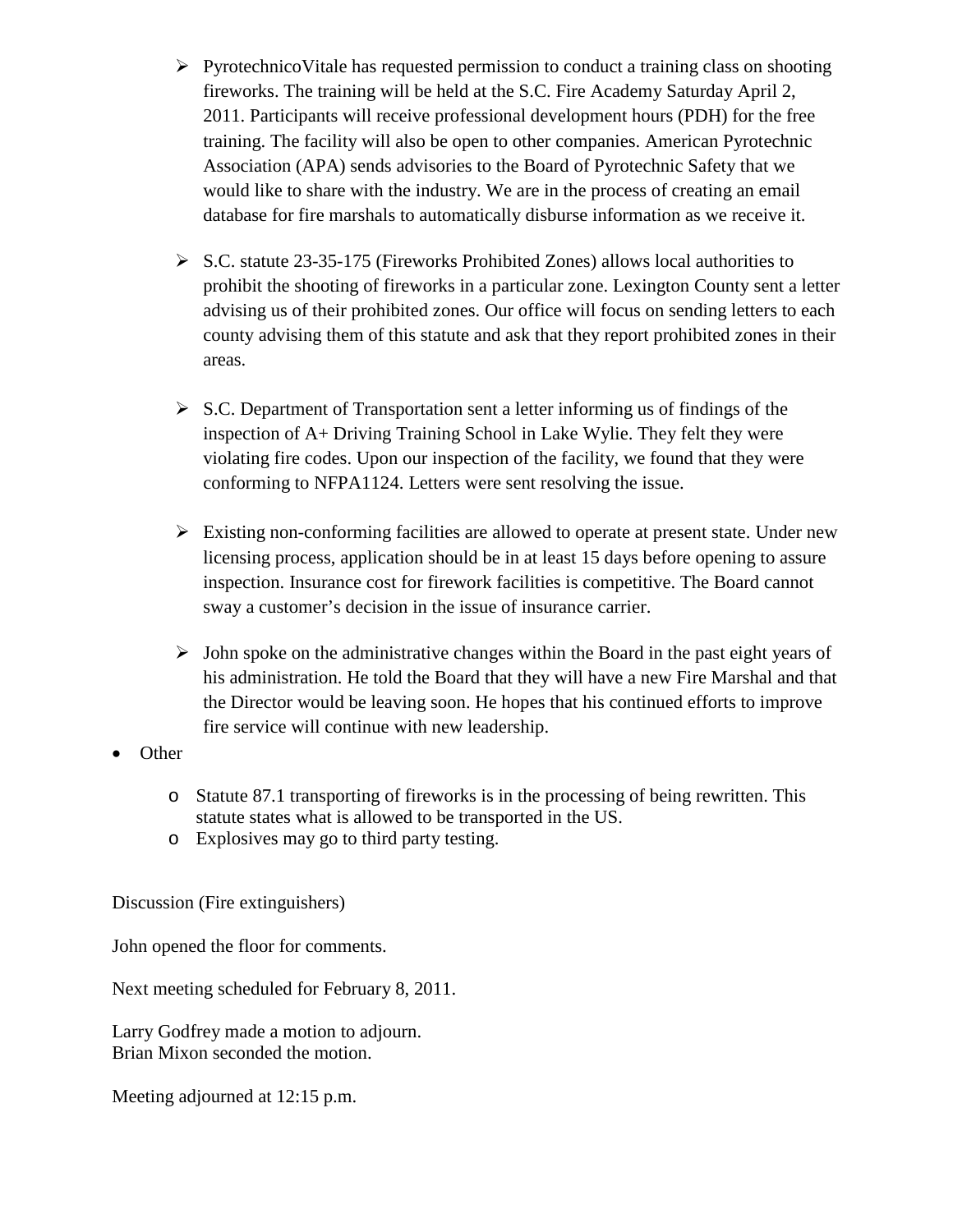- PyrotechnicoVitale has requested permission to conduct a training class on shooting fireworks. The training will be held at the S.C. Fire Academy Saturday April 2, 2011. Participants will receive professional development hours (PDH) for the free training. The facility will also be open to other companies. American Pyrotechnic Association (APA) sends advisories to the Board of Pyrotechnic Safety that we would like to share with the industry. We are in the process of creating an email database for fire marshals to automatically disburse information as we receive it.

- S.C. statute 23-35-175 (Fireworks Prohibited Zones) allows local authorities to prohibit the shooting of fireworks in a particular zone. Lexington County sent a letter advising us of their prohibited zones. Our office will focus on sending letters to each county advising them of this statute and ask that they report prohibited zones in their areas.

- S.C. Department of Transportation sent a letter informing us of findings of the inspection of A+ Driving Training School in Lake Wylie. They felt they were violating fire codes. Upon our inspection of the facility, we found that they were conforming to NFPA1124. Letters were sent resolving the issue.

- Existing non-conforming facilities are allowed to operate at present state. Under new licensing process, application should be in at least 15 days before opening to assure inspection. Insurance cost for firework facilities is competitive. The Board cannot sway a customer's decision in the issue of insurance carrier.

- John spoke on the administrative changes within the Board in the past eight years of his administration. He told the Board that they will have a new Fire Marshal and that the Director would be leaving soon. He hopes that his continued efforts to improve fire service will continue with new leadership.

- Other
  - Statute 87.1 transporting of fireworks is in the processing of being rewritten. This statute states what is allowed to be transported in the US.
  - Explosives may go to third party testing.

Discussion (Fire extinguishers)

John opened the floor for comments.

Next meeting scheduled for February 8, 2011.

Larry Godfrey made a motion to adjourn.
Brian Mixon seconded the motion.

Meeting adjourned at 12:15 p.m.